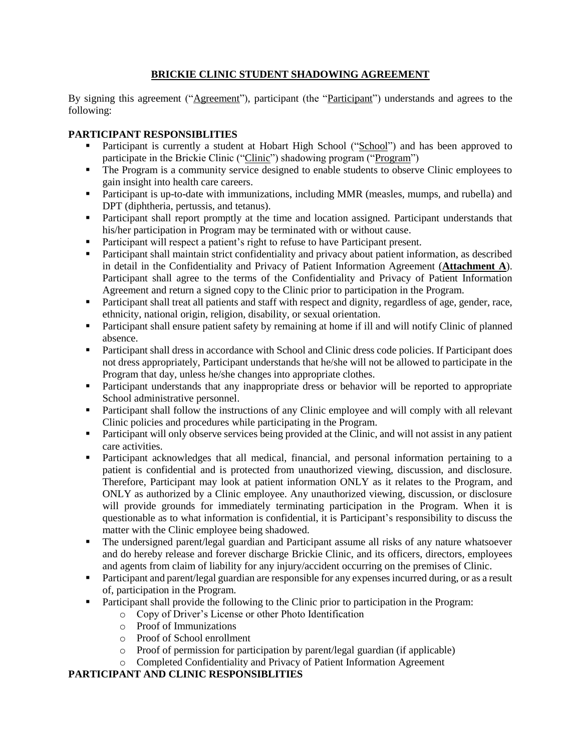# BRICKIE CLINIC STUDENT SHADOWING AGREEMENT

By signing this agreement ("Agreement"), participant (the "Participant") understands and agrees to the following:

**PARTICIPANT RESPONSIBLITIES**

- Participant is currently a student at Hobart High School ("School") and has been approved to participate in the Brickie Clinic ("Clinic") shadowing program ("Program")
- The Program is a community service designed to enable students to observe Clinic employees to gain insight into health care careers.
- Participant is up-to-date with immunizations, including MMR (measles, mumps, and rubella) and DPT (diphtheria, pertussis, and tetanus).
- Participant shall report promptly at the time and location assigned. Participant understands that his/her participation in Program may be terminated with or without cause.
- Participant will respect a patient's right to refuse to have Participant present.
- Participant shall maintain strict confidentiality and privacy about patient information, as described in detail in the Confidentiality and Privacy of Patient Information Agreement (**Attachment A**). Participant shall agree to the terms of the Confidentiality and Privacy of Patient Information Agreement and return a signed copy to the Clinic prior to participation in the Program.
- Participant shall treat all patients and staff with respect and dignity, regardless of age, gender, race, ethnicity, national origin, religion, disability, or sexual orientation.
- Participant shall ensure patient safety by remaining at home if ill and will notify Clinic of planned absence.
- Participant shall dress in accordance with School and Clinic dress code policies. If Participant does not dress appropriately, Participant understands that he/she will not be allowed to participate in the Program that day, unless he/she changes into appropriate clothes.
- Participant understands that any inappropriate dress or behavior will be reported to appropriate School administrative personnel.
- Participant shall follow the instructions of any Clinic employee and will comply with all relevant Clinic policies and procedures while participating in the Program.
- Participant will only observe services being provided at the Clinic, and will not assist in any patient care activities.
- Participant acknowledges that all medical, financial, and personal information pertaining to a patient is confidential and is protected from unauthorized viewing, discussion, and disclosure. Therefore, Participant may look at patient information ONLY as it relates to the Program, and ONLY as authorized by a Clinic employee. Any unauthorized viewing, discussion, or disclosure will provide grounds for immediately terminating participation in the Program. When it is questionable as to what information is confidential, it is Participant's responsibility to discuss the matter with the Clinic employee being shadowed.
- The undersigned parent/legal guardian and Participant assume all risks of any nature whatsoever and do hereby release and forever discharge Brickie Clinic, and its officers, directors, employees and agents from claim of liability for any injury/accident occurring on the premises of Clinic.
- Participant and parent/legal guardian are responsible for any expenses incurred during, or as a result of, participation in the Program.
- Participant shall provide the following to the Clinic prior to participation in the Program:
  - Copy of Driver's License or other Photo Identification
  - Proof of Immunizations
  - Proof of School enrollment
  - Proof of permission for participation by parent/legal guardian (if applicable)
  - Completed Confidentiality and Privacy of Patient Information Agreement

**PARTICIPANT AND CLINIC RESPONSIBLITIES**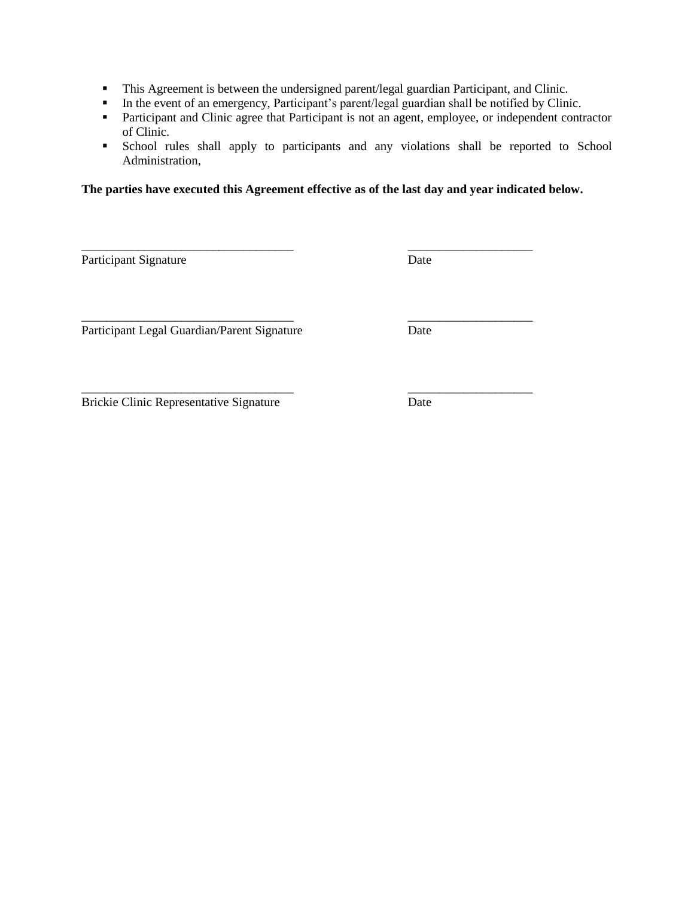- This Agreement is between the undersigned parent/legal guardian Participant, and Clinic.
- In the event of an emergency, Participant's parent/legal guardian shall be notified by Clinic.
- Participant and Clinic agree that Participant is not an agent, employee, or independent contractor of Clinic.
- School rules shall apply to participants and any violations shall be reported to School Administration,

**The parties have executed this Agreement effective as of the last day and year indicated below.**

___________________________________ ____________________

Participant Signature Date

___________________________________ ____________________

Participant Legal Guardian/Parent Signature Date

___________________________________ ____________________

Brickie Clinic Representative Signature Date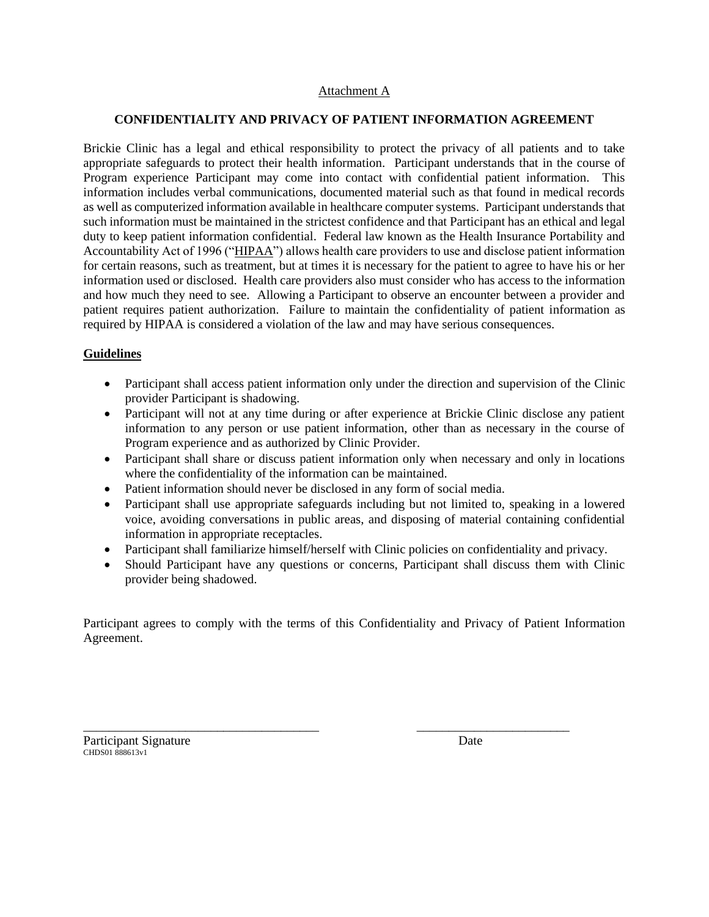Attachment A

## CONFIDENTIALITY AND PRIVACY OF PATIENT INFORMATION AGREEMENT

Brickie Clinic has a legal and ethical responsibility to protect the privacy of all patients and to take appropriate safeguards to protect their health information. Participant understands that in the course of Program experience Participant may come into contact with confidential patient information. This information includes verbal communications, documented material such as that found in medical records as well as computerized information available in healthcare computer systems. Participant understands that such information must be maintained in the strictest confidence and that Participant has an ethical and legal duty to keep patient information confidential. Federal law known as the Health Insurance Portability and Accountability Act of 1996 ("HIPAA") allows health care providers to use and disclose patient information for certain reasons, such as treatment, but at times it is necessary for the patient to agree to have his or her information used or disclosed. Health care providers also must consider who has access to the information and how much they need to see. Allowing a Participant to observe an encounter between a provider and patient requires patient authorization. Failure to maintain the confidentiality of patient information as required by HIPAA is considered a violation of the law and may have serious consequences.

**Guidelines**

- Participant shall access patient information only under the direction and supervision of the Clinic provider Participant is shadowing.
- Participant will not at any time during or after experience at Brickie Clinic disclose any patient information to any person or use patient information, other than as necessary in the course of Program experience and as authorized by Clinic Provider.
- Participant shall share or discuss patient information only when necessary and only in locations where the confidentiality of the information can be maintained.
- Patient information should never be disclosed in any form of social media.
- Participant shall use appropriate safeguards including but not limited to, speaking in a lowered voice, avoiding conversations in public areas, and disposing of material containing confidential information in appropriate receptacles.
- Participant shall familiarize himself/herself with Clinic policies on confidentiality and privacy.
- Should Participant have any questions or concerns, Participant shall discuss them with Clinic provider being shadowed.

Participant agrees to comply with the terms of this Confidentiality and Privacy of Patient Information Agreement.

_____________________________________ ________________________

Participant Signature Date

CHDS01 888613v1